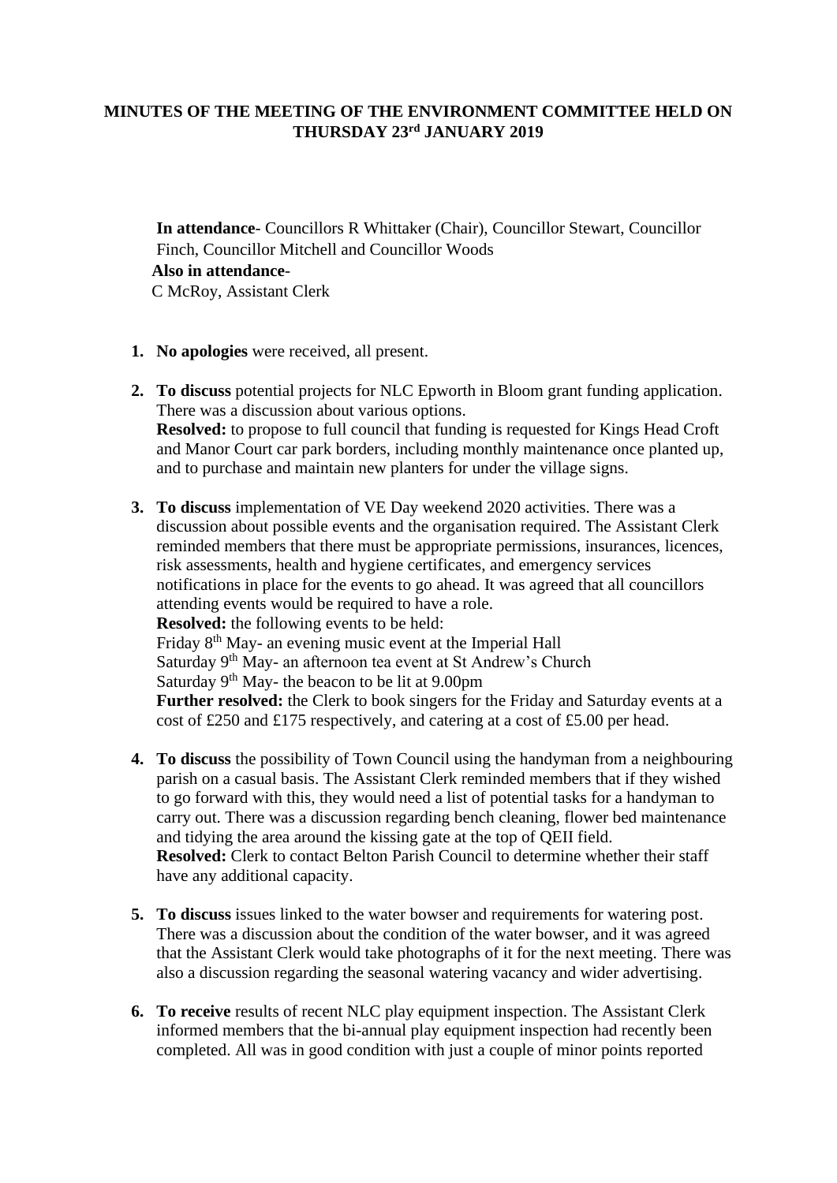# MINUTES OF THE MEETING OF THE ENVIRONMENT COMMITTEE HELD ON THURSDAY 23rd JANUARY 2019

**In attendance**- Councillors R Whittaker (Chair), Councillor Stewart, Councillor Finch, Councillor Mitchell and Councillor Woods

**Also in attendance**-
C McRoy, Assistant Clerk

1. **No apologies** were received, all present.

2. **To discuss** potential projects for NLC Epworth in Bloom grant funding application. There was a discussion about various options.
   **Resolved:** to propose to full council that funding is requested for Kings Head Croft and Manor Court car park borders, including monthly maintenance once planted up, and to purchase and maintain new planters for under the village signs.

3. **To discuss** implementation of VE Day weekend 2020 activities. There was a discussion about possible events and the organisation required. The Assistant Clerk reminded members that there must be appropriate permissions, insurances, licences, risk assessments, health and hygiene certificates, and emergency services notifications in place for the events to go ahead. It was agreed that all councillors attending events would be required to have a role.
   **Resolved:** the following events to be held:
   Friday 8th May- an evening music event at the Imperial Hall
   Saturday 9th May- an afternoon tea event at St Andrew's Church
   Saturday 9th May- the beacon to be lit at 9.00pm
   **Further resolved:** the Clerk to book singers for the Friday and Saturday events at a cost of £250 and £175 respectively, and catering at a cost of £5.00 per head.

4. **To discuss** the possibility of Town Council using the handyman from a neighbouring parish on a casual basis. The Assistant Clerk reminded members that if they wished to go forward with this, they would need a list of potential tasks for a handyman to carry out. There was a discussion regarding bench cleaning, flower bed maintenance and tidying the area around the kissing gate at the top of QEII field.
   **Resolved:** Clerk to contact Belton Parish Council to determine whether their staff have any additional capacity.

5. **To discuss** issues linked to the water bowser and requirements for watering post. There was a discussion about the condition of the water bowser, and it was agreed that the Assistant Clerk would take photographs of it for the next meeting. There was also a discussion regarding the seasonal watering vacancy and wider advertising.

6. **To receive** results of recent NLC play equipment inspection. The Assistant Clerk informed members that the bi-annual play equipment inspection had recently been completed. All was in good condition with just a couple of minor points reported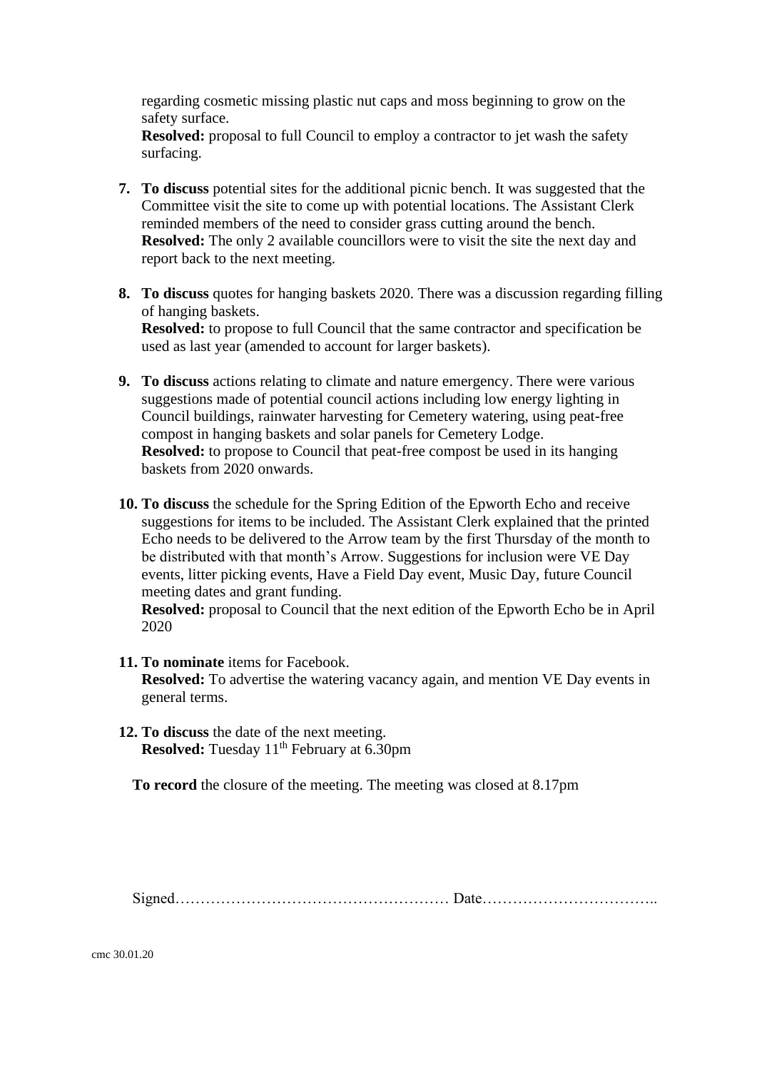regarding cosmetic missing plastic nut caps and moss beginning to grow on the safety surface.
**Resolved:** proposal to full Council to employ a contractor to jet wash the safety surfacing.

7. **To discuss** potential sites for the additional picnic bench. It was suggested that the Committee visit the site to come up with potential locations. The Assistant Clerk reminded members of the need to consider grass cutting around the bench.
**Resolved:** The only 2 available councillors were to visit the site the next day and report back to the next meeting.

8. **To discuss** quotes for hanging baskets 2020. There was a discussion regarding filling of hanging baskets.
**Resolved:** to propose to full Council that the same contractor and specification be used as last year (amended to account for larger baskets).

9. **To discuss** actions relating to climate and nature emergency. There were various suggestions made of potential council actions including low energy lighting in Council buildings, rainwater harvesting for Cemetery watering, using peat-free compost in hanging baskets and solar panels for Cemetery Lodge.
**Resolved:** to propose to Council that peat-free compost be used in its hanging baskets from 2020 onwards.

10. **To discuss** the schedule for the Spring Edition of the Epworth Echo and receive suggestions for items to be included. The Assistant Clerk explained that the printed Echo needs to be delivered to the Arrow team by the first Thursday of the month to be distributed with that month's Arrow. Suggestions for inclusion were VE Day events, litter picking events, Have a Field Day event, Music Day, future Council meeting dates and grant funding.
**Resolved:** proposal to Council that the next edition of the Epworth Echo be in April 2020

11. **To nominate** items for Facebook.
**Resolved:** To advertise the watering vacancy again, and mention VE Day events in general terms.

12. **To discuss** the date of the next meeting.
**Resolved:** Tuesday 11th February at 6.30pm

**To record** the closure of the meeting. The meeting was closed at 8.17pm

Signed……………………………………………… Date……………………………..

cmc 30.01.20